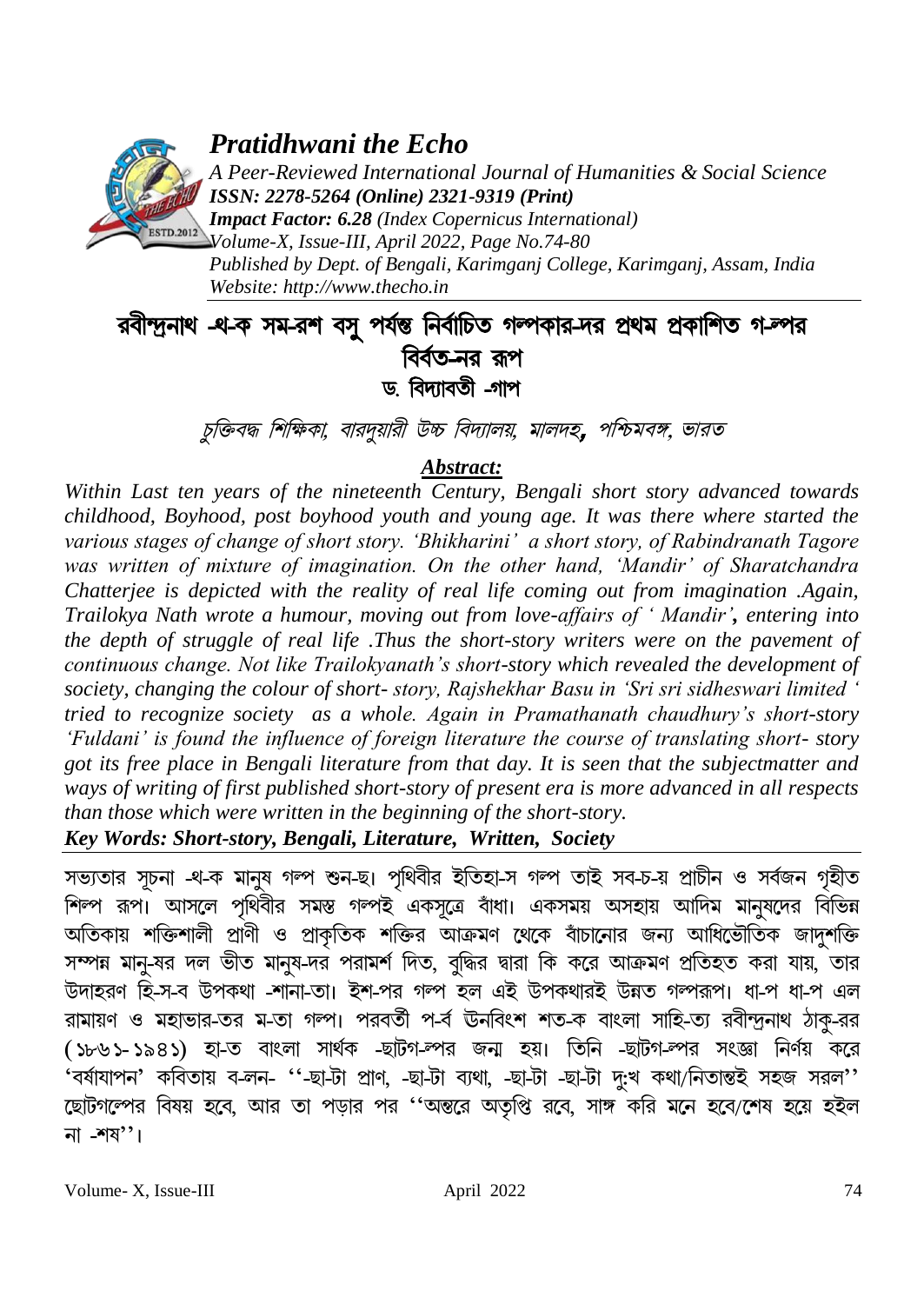# Pratidhwani the Echo

*A Peer-Reviewed International Journal of Humanities & Social Science*
*ISSN: 2278-5264 (Online) 2321-9319 (Print)*
*Impact Factor: 6.28 (Index Copernicus International)*
*Volume-X, Issue-III, April 2022, Page No.74-80*
*Published by Dept. of Bengali, Karimganj College, Karimganj, Assam, India*
*Website: http://www.thecho.in*

## রবীন্দ্রনাথ -থ-ক সম-রশ বসু পর্যন্ত নির্বাচিত গল্পকার-দর প্রথম প্রকাশিত গ-ল্পর বির্বত-নর রূপ

### ড. বিদ্যাবতী -গাপ

*চুক্তিবদ্ধ শিক্ষিকা, বারদুয়ারী উচ্চ বিদ্যালয়, মালদহ, পশ্চিমবঙ্গ, ভারত*

***Abstract:***

*Within Last ten years of the nineteenth Century, Bengali short story advanced towards childhood, Boyhood, post boyhood youth and young age. It was there where started the various stages of change of short story. 'Bhikharini' a short story, of Rabindranath Tagore was written of mixture of imagination. On the other hand, 'Mandir' of Sharatchandra Chatterjee is depicted with the reality of real life coming out from imagination .Again, Trailokya Nath wrote a humour, moving out from love-affairs of ' Mandir', entering into the depth of struggle of real life .Thus the short-story writers were on the pavement of continuous change. Not like Trailokyanath's short-story which revealed the development of society, changing the colour of short- story, Rajshekhar Basu in 'Sri sri sidheswari limited ' tried to recognize society as a whole. Again in Pramathanath chaudhury's short-story 'Fuldani' is found the influence of foreign literature the course of translating short- story got its free place in Bengali literature from that day. It is seen that the subjectmatter and ways of writing of first published short-story of present era is more advanced in all respects than those which were written in the beginning of the short-story.*

***Key Words: Short-story, Bengali, Literature, Written, Society***

সভ্যতার সূচনা -থ-ক মানুষ গল্প শুন-ছ। পৃথিবীর ইতিহা-স গল্প তাই সব-চ-য় প্রাচীন ও সর্বজন গৃহীত শিল্প রূপ। আসলে পৃথিবীর সমস্ত গল্পই একসূত্রে বাঁধা। একসময় অসহায় আদিম মানুষদের বিভিন্ন অতিকায় শক্তিশালী প্রাণী ও প্রাকৃতিক শক্তির আক্রমণ থেকে বাঁচানোর জন্য আধিভৌতিক জাদুশক্তি সম্পন্ন মানু-ষর দল ভীত মানুষ-দর পরামর্শ দিত, বুদ্ধির দ্বারা কি করে আক্রমণ প্রতিহত করা যায়, তার উদাহরণ হি-স-ব উপকথা -শানা-তা। ইশ-পর গল্প হল এই উপকথারই উন্নত গল্পরূপ। ধা-প ধা-প এল রামায়ণ ও মহাভার-তর ম-তা গল্প। পরবর্তী প-র্ব উনবিংশ শত-ক বাংলা সাহি-ত্য রবীন্দ্রনাথ ঠাকু-রর (১৮৬১-১৯৪১) হা-ত বাংলা সার্থক -ছাটগ-ল্পর জন্ম হয়। তিনি -ছাটগ-ল্পর সংজ্ঞা নির্ণয় করে 'বর্ষাযাপন' কবিতায় ব-লন- ''-ছা-টা প্রাণ, -ছা-টা ব্যথা, -ছা-টা -ছা-টা দু:খ কথা/নিতান্তই সহজ সরল'' ছোটগল্পের বিষয় হবে, আর তা পড়ার পর ''অন্তরে অতৃপ্তি রবে, সাঙ্গ করি মনে হবে/শেষ হয়ে হইল না -শষ''।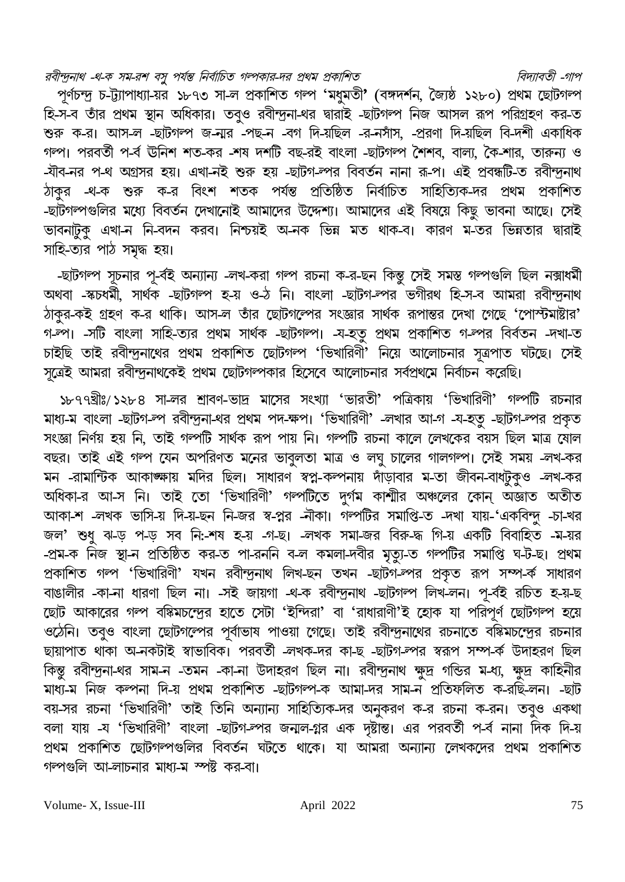পূর্ণচন্দ্র চ-ট্যাপাধ্যা-য়র ১৮৭৩ সা-ল প্রকাশিত গল্প **'মধুমতী'** (বঙ্গদর্শন, জ্যৈষ্ঠ ১২৮০) প্রথম ছোটগল্প হি-স-ব তাঁর প্রথম স্থান অধিকার। তবুও রবীন্দ্রনা-থর দ্বারাই -ছাটগল্প নিজ আসল রূপ পরিগ্রহণ কর-ত শুরু ক-র। আস-ল -ছাটগল্প জ-ন্মর -পছ-ন -বগ দি-য়ছিল -র-নসাঁস, -প্ররণা দি-য়ছিল বি-দশী একাধিক গল্প। পরবর্তী প-র্ব উনিশ শত-কর -শষ দশটি বছ-রই বাংলা -ছাটগল্প শৈশব, বাল্য, কৈ-শার, তারুন্য ও -যৌব-নর প-থ অগ্রসর হয়। এখা-নই শুরু হয় -ছাটগ-ল্পর বিবর্তন নানা রূ-প। এই প্রবন্ধটি-ত রবীন্দ্রনাথ ঠাকুর -থ-ক শুরু ক-র বিংশ শতক পর্যন্ত প্রতিষ্ঠিত নির্বাচিত সাহিত্যিক-দর প্রথম প্রকাশিত -ছাটগল্পগুলির মধ্যে বিবর্তন দেখানোই আমাদের উদ্দেশ্য। আমাদের এই বিষয়ে কিছু ভাবনা আছে। সেই ভাবনাটুকু এখা-ন নি-বদন করব। নিশ্চয়ই অ-নক ভিন্ন মত থাক-ব। কারণ ম-তর ভিন্নতার দ্বারাই সাহি-ত্যর পাঠ সমৃদ্ধ হয়।

-ছাটগল্প সূচনার পূ-র্বই অন্যান্য -লখ-করা গল্প রচনা ক-র-ছন কিন্তু সেই সমস্ত গল্পগুলি ছিল নক্সাধর্মী অথবা -স্কচধর্মী, সার্থক -ছাটগল্প হ-য় ও-ঠ নি। বাংলা -ছাটগ-ল্পর ভগীরথ হি-স-ব আমরা রবীন্দ্রনাথ ঠাকুর-কই গ্রহণ ক-র থাকি। আস-ল তাঁর ছোটগল্পের সংজ্ঞার সার্থক রূপান্তর দেখা গেছে 'পোস্টমাষ্টার' গ-ল্প। -সটি বাংলা সাহি-ত্যর প্রথম সার্থক -ছাটগল্প। -য-হতু প্রথম প্রকাশিত গ-ল্পর বির্বতন -দখা-ত চাইছি তাই রবীন্দ্রনাথের প্রথম প্রকাশিত ছোটগল্প 'ভিখারিণী' নিয়ে আলোচনার সূত্রপাত ঘটছে। সেই সূত্রেই আমরা রবীন্দ্রনাথকেই প্রথম ছোটগল্পকার হিসেবে আলোচনার সর্বপ্রথমে নির্বাচন করেছি।

১৮৭৭খ্রীঃ/১২৮৪ সা-লর শ্রাবণ-ভাদ্র মাসের সংখ্যা 'ভারতী' পত্রিকায় 'ভিখারিণী' গল্পটি রচনার মাধ্য-ম বাংলা -ছাটগ-ল্প রবীন্দ্রনা-থর প্রথম পদ-ক্ষপ। 'ভিখারিণী' -লখার আ-গ -য-হতু -ছাটগ-ল্পর প্রকৃত সংজ্ঞা নির্ণয় হয় নি, তাই গল্পটি সার্থক রূপ পায় নি। গল্পটি রচনা কালে লেখকের বয়স ছিল মাত্র ষোল বছর। তাই এই গল্প যেন অপরিণত মনের ভাবুলতা মাত্র ও লঘু চালের গালগল্প। সেই সময় -লখ-কর মন -রামান্টিক আকাঙ্ক্ষায় মদির ছিল। সাধারণ স্বপ্ন-কল্পনায় দাঁড়াবার ম-তা জীবন-বাধটুকুও -লখ-কর অধিকা-র আ-স নি। তাই তো 'ভিখারিণী' গল্পটিতে দুর্গম কাশ্মীর অঞ্চলের কোন্ অজ্ঞাত অতীত আকা-শ -লখক ভাসি-য় দি-য়-ছন নি-জর স্ব-প্নর -নৗকা। গল্পটির সমাপ্তি-ত -দখা যায়-'একবিন্দু -চা-খর জল' শুধু ঝ-ড় প-ড় সব নিঃ-শষ হ-য় -গ-ছ। -লখক সমা-জর বিরু-দ্ধ গি-য় একটি বিবাহিত -ম-য়র -প্রম-ক নিজ স্থা-ন প্রতিষ্ঠিত কর-ত পা-রননি ব-ল কমলা-দবীর মৃত্যু-ত গল্পটির সমাপ্তি ঘ-ট-ছ। প্রথম প্রকাশিত গল্প 'ভিখারিণী' যখন রবীন্দ্রনাথ লিখ-ছন তখন -ছাটগ-ল্পর প্রকৃত রূপ সম্প-র্ক সাধারণ বাঙালীর -কা-না ধারণা ছিল না। -সই জায়গা -থ-ক রবীন্দ্রনাথ -ছাটগল্প লিখ-লন। পূ-র্বই রচিত হ-য়-ছ ছোট আকারের গল্প বঙ্কিমচন্দ্রের হাতে সেটা 'ইন্দিরা' বা 'রাধারাণী'ই হোক যা পরিপূর্ণ ছোটগল্প হয়ে ওঠেনি। তবুও বাংলা ছোটগল্পের পূর্বাভাষ পাওয়া গেছে। তাই রবীন্দ্রনাথের রচনাতে বঙ্কিমচন্দ্রের রচনার ছায়াপাত থাকা অ-নকটাই স্বাভাবিক। পরবর্তী -লখক-দর কা-ছ -ছাটগ-ল্পর স্বরূপ সম্প-র্ক উদাহরণ ছিল কিন্তু রবীন্দ্রনা-থর সাম-ন -তমন -কা-না উদাহরণ ছিল না। রবীন্দ্রনাথ ক্ষুদ্র গন্ডির ম-ধ্য, ক্ষুদ্র কাহিনীর মাধ্য-ম নিজ কল্পনা দি-য় প্রথম প্রকাশিত -ছাটগল্প-ক আমা-দর সাম-ন প্রতিফলিত ক-রছি-লন। -ছাট বয়-সর রচনা 'ভিখারিণী' তাই তিনি অন্যান্য সাহিত্যিক-দর অনুকরণ ক-র রচনা ক-রন। তবুও একথা বলা যায় -য 'ভিখারিণী' বাংলা -ছাটগ-ল্পর জন্মল-গ্নর এক দৃষ্টান্ত। এর পরবর্তী প-র্ব নানা দিক দি-য় প্রথম প্রকাশিত ছোটগল্পগুলির বিবর্তন ঘটতে থাকে। যা আমরা অন্যান্য লেখকদের প্রথম প্রকাশিত গল্পগুলি আ-লাচনার মাধ্য-ম স্পষ্ট কর-বা।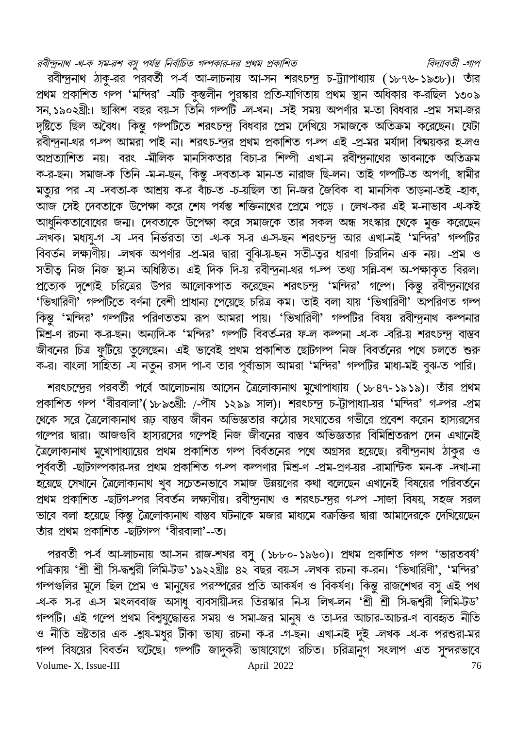রবীন্দ্রনাথ ঠাকু-রর পরবর্তী প-র্ব আ-লাচনায় আ-সন শরৎচন্দ্র চ-ট্টাপাধ্যায় (১৮৭৬-১৯৩৮)। তাঁর প্রথম প্রকাশিত গল্প 'মন্দির' -যটি কুন্তলীন পুরস্কার প্রতি-যাগিতায় প্রথম স্থান অধিকার ক-রছিল ১৩০৯ সন,১৯০২খ্রী:। ছাব্বিশ বছর বয়-স তিনি গল্পটি -ল-খন। -সই সময় অপর্ণার ম-তা বিধবার -প্রম সমা-জর দৃষ্টিতে ছিল অবৈধ। কিন্তু গল্পটিতে শরৎচন্দ্র বিধবার প্রেম দেখিয়ে সমাজকে অতিক্রম করেছেন। যেটা রবীন্দ্রনা-থর গ-ল্প আমরা পাই না। শরৎচ-ন্দ্রর প্রথম প্রকাশিত গ-ল্প এই -প্র-মর মর্যাদা বিষ্ময়কর হ-লও অপ্রত্যাশিত নয়। বরং -মৌলিক মানসিকতার বিচা-র শিল্পী এখা-ন রবীন্দ্রনাথের ভাবনাকে অতিক্রম ক-র-ছন। সমাজ-ক তিনি -ম-ন-ছন, কিন্তু -দবতা-ক মান-ত নারাজ ছি-লন। তাই গল্পটি-ত অপর্ণা, স্বামীর মতুার পর -য -দবতা-ক আশ্রয় ক-র বাঁচ-ত -চ-য়ছিল তা নি-জর জৈবিক বা মানসিক তাড়না-তই -হাক, আজ সেই দেবতাকে উপেক্ষা করে শেষ পর্যন্ত শক্তিনাথের প্রেমে পড়ে । লেখ-কর এই ম-নাভাব -থ-কই আধুনিকতাবোধের জন্ম। দেবতাকে উপেক্ষা করে সমাজকে তার সকল অন্ধ সংস্কার থেকে মুক্ত করেছেন -লখক। মধ্যযু-গ -য -দব নির্ভরতা তা -থ-ক স-র এ-স-ছন শরৎচন্দ্র আর এখা-নই 'মন্দির' গল্পটির বিবর্তন লক্ষ্যণীয়। -লখক অপর্ণার -প্র-মর দ্বারা বুঝি-য়-ছন সতী-ত্বর ধারণা চিরদিন এক নয়। -প্রম ও সতীত্ব নিজ নিজ স্থা-ন অধিষ্ঠিত। এই দিক দি-য় রবীন্দ্রনা-থর গ-ল্প তথ্য সন্নি-বশ অ-পক্ষাকৃত বিরল। প্রত্যেক দৃশ্যেই চরিত্রের উপর আলোকপাত করেছেন শরৎচন্দ্র 'মন্দির' গল্পে। কিন্তু রবীন্দ্রনাথের 'ভিখারিণী' গল্পটিতে বর্ণনা বেশী প্রাধান্য পেয়েছে চরিত্র কম। তাই বলা যায় 'ভিখারিণী' অপরিণত গল্প কিন্তু 'মন্দির' গল্পটির পরিণততম রূপ আমরা পায়। 'ভিখারিণী' গল্পটির বিষয় রবীন্দ্রনাথ কল্পনার মিশ্র-ণ রচনা ক-র-ছন। অন্যদি-ক 'মন্দির' গল্পটি বিবর্ত-নর ফ-ল কল্পনা -থ-ক -বরি-য় শরৎচন্দ্র বাস্তব জীবনের চিত্র ফুটিয়ে তুলেছেন। এই ভাবেই প্রথম প্রকাশিত ছোটগল্প নিজ বিবর্তনের পথে চলতে শুরু ক-র। বাংলা সাহিত্য -য নতুন রসদ পা-ব তার পূর্বাভাস আমরা 'মন্দির' গল্পটির মাধ্য-মই বুঝ-ত পারি।

শরৎচন্দ্রের পরবর্তী পর্বে আলোচনায় আসেন ত্রৈলোক্যনাথ মুখোপাধ্যায় (১৮৪৭-১৯১৯)। তাঁর প্রথম প্রকাশিত গল্প 'বীরবালা'(১৮৯৩খ্রী: /-পৌষ ১২৯৯ সাল)। শরৎচন্দ্র চ-ট্টাপাধ্যা-য়র 'মন্দির' গ-ল্পর -প্রম থেকে সরে ত্রৈলোক্যনাথ রূঢ় বাস্তব জীবন অভিজ্ঞতার কঠোর সংঘাতের গভীরে প্রবেশ করেন হাস্যরসের গল্পের দ্বারা। আজগুবি হাস্যরসের গল্পেই নিজ জীবনের বাস্তব অভিজ্ঞতার বিমিশ্রিতরূপ দেন এখানেই ত্রৈলোক্যনাথ মুখোপাধ্যায়ের প্রথম প্রকাশিত গল্প বিবর্তনের পথে অগ্রসর হয়েছে। রবীন্দ্রনাথ ঠাকুর ও পূর্ববর্তী -ছাটগল্পকার-দর প্রথম প্রকাশিত গ-ল্প কল্পণার মিশ্র-ণ -প্রম-প্রণ-য়র -রামান্টিক মন-ক -দখা-না হয়েছে সেখানে ত্রৈলোক্যনাথ খুব সচেতনভাবে সমাজ উন্নয়ণের কথা বলেছেন এখানেই বিষয়ের পরিবর্তনে প্রথম প্রকাশিত -ছাটগ-ল্পর বিবর্তন লক্ষ্যণীয়। রবীন্দ্রনাথ ও শরৎচ-ন্দ্রর গ-ল্প -সাজা বিষয়, সহজ সরল ভাবে বলা হয়েছে কিন্তু ত্রৈলোক্যনাথ বাস্তব ঘটনাকে মজার মাধ্যমে বক্রক্তির দ্বারা আমাদেরকে দেখিয়েছেন তাঁর প্রথম প্রকাশিত -ছাটগল্প 'বীরবালা'--ত।

পরবর্তী প-র্ব আ-লাচনায় আ-সন রাজ-শখর বসু (১৮৮০-১৯৬০)। প্রথম প্রকাশিত গল্প 'ভারতবর্ষ' পত্রিকায় 'শ্রী শ্রী সি-দ্ধশ্বরী লিমি-টড' ১৯২২খ্রীঃ ৪২ বছর বয়-স -লখক রচনা ক-রন। 'ভিখারিণী', 'মন্দির' গল্পগুলির মূলে ছিল প্রেম ও মানুষের পরস্পরের প্রতি আকর্ষণ ও বিকর্ষণ। কিন্তু রাজশেখর বসু এই পথ -থ-ক স-র এ-স মৎলববাজ অসাধু ব্যবসায়ী-দর তিরস্কার নি-য় লিখ-লন 'শ্রী শ্রী সি-দ্ধশ্বরী লিমি-টড' গল্পটি। এই গল্পে প্রথম বিশ্বযুদ্ধোত্তর সময় ও সমা-জর মানুষ ও তা-দর আচার-আচর-ণ ব্যবহৃত নীতি ও নীতি ভ্রষ্টতার এক -শ্লষ-মধুর টীকা ভাষ্য রচনা ক-র -গ-ছন। এখা-নই দুই -লখক -থ-ক পরশুরা-মর গল্প বিষয়ের বিবর্তন ঘটেছে। গল্পটি জাদুকরী ভাষাযোগে রচিত। চরিত্রানুগ সংলাপ এত সুন্দরভাবে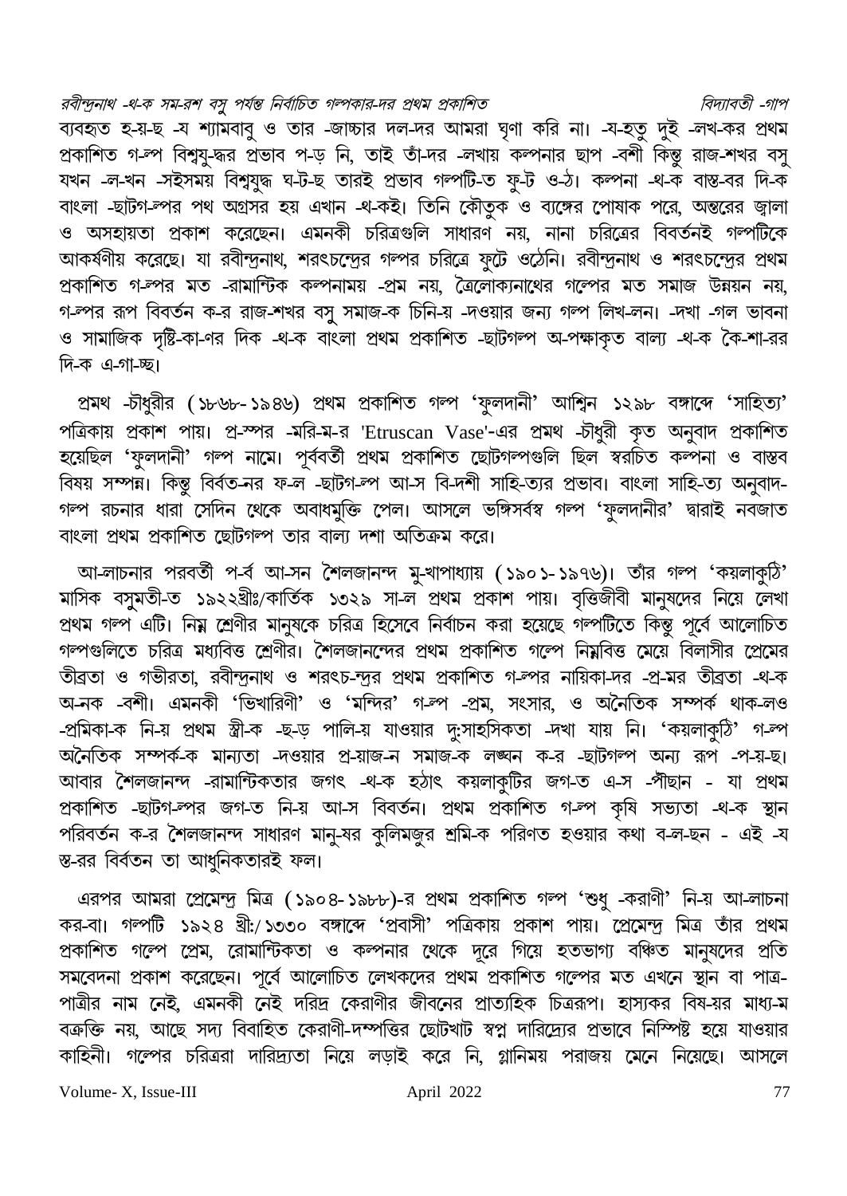ব্যবহৃত হ-য়-ছ -য শ্যামবাবু ও তার -জাচ্চার দল-দর আমরা ঘৃণা করি না। -য-হতু দুই -লখ-কর প্রথম প্রকাশিত গ-ল্প বিশ্বযু-দ্ধর প্রভাব প-ড় নি, তাই তাঁ-দর -লখায় কল্পনার ছাপ -বশী কিন্তু রাজ-শখর বসু যখন -ল-খন -সইসময় বিশ্বযুদ্ধ ঘ-ট-ছ তারই প্রভাব গল্পটি-ত ফু-ট ও-ঠ। কল্পনা -থ-ক বাস্ত-বর দি-ক বাংলা -ছাটগ-ল্পর পথ অগ্রসর হয় এখান -থ-কই। তিনি কৌতুক ও ব্যঙ্গের পোষাক পরে, অন্তরের জ্বালা ও অসহায়তা প্রকাশ করেছেন। এমনকী চরিত্রগুলি সাধারণ নয়, নানা চরিত্রের বিবর্তনই গল্পটিকে আকর্ষণীয় করেছে। যা রবীন্দ্রনাথ, শরৎচন্দ্রের গল্পর চরিত্রে ফুটে ওঠেনি। রবীন্দ্রনাথ ও শরৎচন্দ্রের প্রথম প্রকাশিত গ-ল্পর মত -রামান্টিক কল্পনাময় -প্রম নয়, ত্রৈলোক্যনাথের গল্পের মত সমাজ উন্নয়ন নয়, গ-ল্পর রূপ বিবর্তন ক-র রাজ-শখর বসু সমাজ-ক চিনি-য় -দওয়ার জন্য গল্প লিখ-লন। -দখা -গল ভাবনা ও সামাজিক দৃষ্টি-কা-ণর দিক -থ-ক বাংলা প্রথম প্রকাশিত -ছাটগল্প অ-পক্ষাকৃত বাল্য -থ-ক কৈ-শা-রর দি-ক এ-গা-চ্ছ।

প্রমথ -চৌধুরীর (১৮৬৮-১৯৪৬) প্রথম প্রকাশিত গল্প 'ফুলদানী' আশ্বিন ১২৯৮ বঙ্গাব্দে 'সাহিত্য' পত্রিকায় প্রকাশ পায়। প্র-স্পর -মরি-ম-র 'Etruscan Vase'-এর প্রমথ -চৌধুরী কৃত অনুবাদ প্রকাশিত হয়েছিল 'ফুলদানী' গল্প নামে। পূর্ববর্তী প্রথম প্রকাশিত ছোটগল্পগুলি ছিল স্বরচিত কল্পনা ও বাস্তব বিষয় সম্পন্ন। কিন্তু বিবর্ত-নর ফ-ল -ছাটগ-ল্প আ-স বি-দশী সাহি-ত্যর প্রভাব। বাংলা সাহি-ত্য অনুবাদ-গল্প রচনার ধারা সেদিন থেকে অবাধমুক্তি পেল। আসলে ভঙ্গিসর্বস্ব গল্প 'ফুলদানীর' দ্বারাই নবজাত বাংলা প্রথম প্রকাশিত ছোটগল্প তার বাল্য দশা অতিক্রম করে।

আ-লাচনার পরবর্তী প-র্ব আ-সন শৈলজানন্দ মু-খাপাধ্যায় (১৯০১-১৯৭৬)। তাঁর গল্প 'কয়লাকুঠি' মাসিক বসুমতী-ত ১৯২২খ্রীঃ/কার্তিক ১৩২৯ সা-ল প্রথম প্রকাশ পায়। বৃত্তিজীবী মানুষদের নিয়ে লেখা প্রথম গল্প এটি। নিম্ন শ্রেণীর মানুষকে চরিত্র হিসেবে নির্বাচন করা হয়েছে গল্পটিতে কিন্তু পূর্বে আলোচিত গল্পগুলিতে চরিত্র মধ্যবিত্ত শ্রেণীর। শৈলজানন্দের প্রথম প্রকাশিত গল্পে নিম্নবিত্ত মেয়ে বিলাসীর প্রেমের তীব্রতা ও গভীরতা, রবীন্দ্রনাথ ও শরৎচ-ন্দ্রর প্রথম প্রকাশিত গ-ল্পর নায়িকা-দর -প্র-মর তীব্রতা -থ-ক অ-নক -বশী। এমনকী 'ভিখারিণী' ও 'মন্দির' গ-ল্প -প্রম, সংসার, ও অনৈতিক সম্পর্ক থাক-লও -প্রমিকা-ক নি-য় প্রথম স্ত্রী-ক -ছ-ড় পালি-য় যাওয়ার দু:সাহসিকতা -দখা যায় নি। 'কয়লাকুঠি' গ-ল্প অনৈতিক সম্পর্ক-ক মান্যতা -দওয়ার প্র-য়াজ-ন সমাজ-ক লঙ্ঘন ক-র -ছাটগল্প অন্য রূপ -প-য়-ছ। আবার শৈলজানন্দ -রামান্টিকতার জগৎ -থ-ক হঠাৎ কয়লাকুটির জগ-ত এ-স -পীছান - যা প্রথম প্রকাশিত -ছাটগ-ল্পর জগ-ত নি-য় আ-স বিবর্তন। প্রথম প্রকাশিত গ-ল্প কৃষি সভ্যতা -থ-ক স্থান পরিবর্তন ক-র শৈলজানন্দ সাধারণ মানু-ষর কুলিমজুর শ্রমি-ক পরিণত হওয়ার কথা ব-ল-ছন - এই -য স্ত-রর বিবর্তন তা আধুনিকতারই ফল।

এরপর আমরা প্রেমেন্দ্র মিত্র (১৯০৪-১৯৮৮)-র প্রথম প্রকাশিত গল্প 'শুধু -করাণী' নি-য় আ-লাচনা কর-বা। গল্পটি ১৯২৪ খ্রী:/১৩৩০ বঙ্গাব্দে 'প্রবাসী' পত্রিকায় প্রকাশ পায়। প্রেমেন্দ্র মিত্র তাঁর প্রথম প্রকাশিত গল্পে প্রেম, রোমান্টিকতা ও কল্পনার থেকে দূরে গিয়ে হতভাগ্য বঞ্চিত মানুষদের প্রতি সমবেদনা প্রকাশ করেছেন। পূর্বে আলোচিত লেখকদের প্রথম প্রকাশিত গল্পের মত এখনে স্থান বা পাত্র-পাত্রীর নাম নেই, এমনকী নেই দরিদ্র কেরাণীর জীবনের প্রাত্যহিক চিত্ররূপ। হাস্যকর বিষ-য়র মাধ্য-ম বক্রোক্তি নয়, আছে সদ্য বিবাহিত কেরাণী-দম্পত্তির ছোটখাট স্বপ্ন দারিদ্র্যের প্রভাবে নিস্পিষ্ট হয়ে যাওয়ার কাহিনী। গল্পের চরিত্ররা দারিদ্র্যতা নিয়ে লড়াই করে নি, গ্লানিময় পরাজয় মেনে নিয়েছে। আসলে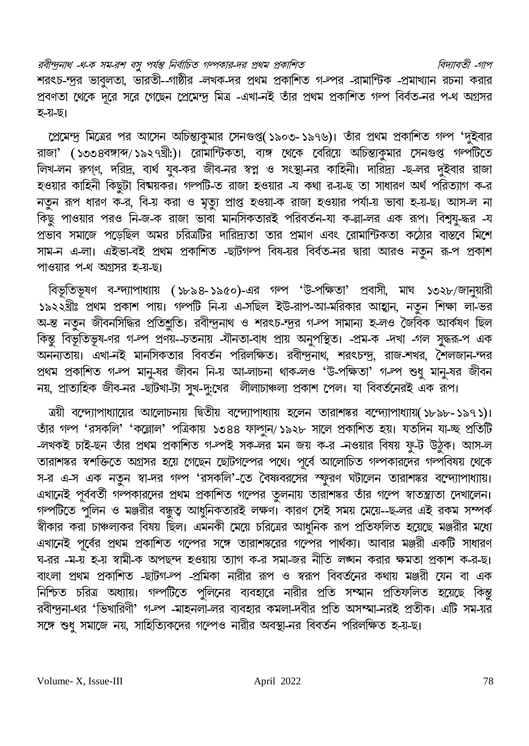শরৎচ-ন্দ্রর ভাবুলতা, ভারতী--গাষ্ঠীর -লখক-দর প্রথম প্রকাশিত গ-ল্পর -রামান্টিক -প্রমাখ্যান রচনা করার প্রবণতা থেকে দূরে সরে গেছেন প্রেমেন্দ্র মিত্র -এখা-নই তাঁর প্রথম প্রকাশিত গল্প বির্বত-নর প-থ অগ্রসর হ-য়-ছ।

প্রেমেন্দ্র মিত্রের পর আসেন অচিন্ত্যকুমার সেনগুপ্ত( ১৯০৩-১৯৭৬)। তাঁর প্রথম প্রকাশিত গল্প 'দুইবার রাজা' (১৩৩৪বঙ্গাব্দ/১৯২৭খ্রী:)। রোমান্টিকতা, ব্যঙ্গ থেকে বেরিয়ে অচিন্ত্যকুমার সেনগুপ্ত গল্পটিতে লিখ-লন রুগণ, দরিদ্র, ব্যর্থ যুব-কর জীব-নর স্বপ্ন ও সংস্থা-নর কাহিনী। দারিদ্র্য -ছ-লর দুইবার রাজা হওয়ার কাহিনী কিছুটা বিষ্ময়কর। গল্পটি-ত রাজা হওয়ার -য কথা র-য়-ছ তা সাধারণ অর্থ পরিত্যাগ ক-র নতুন রূপ ধারণ ক-র, বি-য় করা ও মৃত্যু প্রাপ্ত হওয়া-ক রাজা হওয়ার পর্যা-য় ভাবা হ-য়-ছ। আস-ল না কিছু পাওয়ার পরও নি-জ-ক রাজা ভাবা মানসিকতারই পরিবর্তন-যা ক-ল্লা-লর এক রূপ। বিশ্বযু-দ্ধর -য প্রভাব সমাজে পড়েছিল অমর চরিত্রটির দারিদ্র্যতা তার প্রমাণ এবং রোমান্টিকতা কঠোর বাস্তবে মিশে সাম-ন এ-লা। এইভা-বই প্রথম প্রকাশিত -ছাটগল্প বিষ-য়র বির্বত-নর দ্বারা আরও নতুন রূ-প প্রকাশ পাওয়ার প-থ অগ্রসর হ-য়-ছ।

বিভূতিভূষণ ব-ন্দ্যাপাধ্যায় (১৮৯৪-১৯৫০)-এর গল্প 'উ-পক্ষিতা' প্রবাসী, মাঘ ১৩২৮/জানুয়ারী ১৯২২খ্রীঃ প্রথম প্রকাশ পায়। গল্পটি নি-য় এ-সছিল ইউ-রাপ-আ-মরিকার আহ্বান, নতুন শিক্ষা লা-ভর অ-ন্ত নতুন জীবনসিদ্ধির প্রতিশ্রুতি। রবীন্দ্রনাথ ও শরৎচ-ন্দ্রর গ-ল্প সামান্য হ-লও জৈবিক আর্কষণ ছিল কিন্তু বিভূতিভূষ-ণর গ-ল্প প্রণয়--চতনায় -যৌনতা-বাধ প্রায় অনুপস্থিত। -প্রম-ক -দখা -গল সুদ্ধরূ-প এক অনন্যতায়। এখা-নই মানসিকতার বিবর্তন পরিলক্ষিত। রবীন্দ্রনাথ, শরৎচন্দ্র, রাজ-শখর, শৈলজান-ন্দর প্রথম প্রকাশিত গ-ল্প মানু-ষর জীবন নি-য় আ-লাচনা থাক-লও 'উ-পক্ষিতা' গ-ল্প শুধু মানু-ষর জীবন নয়, প্রাত্যহিক জীব-নর -ছাটখা-টা সুখ-দু:খের  লীলাচাঞ্চল্য প্রকাশ পেল। যা বিবর্তনেরই এক রূপ।

ত্রয়ী বন্দ্যোপাধ্যায়ের আলোচনায় দ্বিতীয় বন্দ্যোপাধ্যায় হলেন তারাশঙ্কর বন্দ্যোপাধ্যায়( ১৮৯৮-১৯৭১)। তাঁর গল্প 'রসকলি' 'কল্লোল' পত্রিকায় ১৩৪৪ ফাল্গুন/১৯২৮ সালে প্রকাশিত হয়। যতদিন যা-চ্ছ প্রতিটি -লখকই চাই-ছন তাঁর প্রথম প্রকাশিত গ-ল্পই সক-লর মন জয় ক-র -নওয়ার বিষয় ফু-ট উঠুক। আস-ল তারাশঙ্কর স্বশক্তিতে অগ্রসর হয়ে গেছেন ছোটগল্পের পথে। পূর্বে আলোচিত গল্পকারদের গল্পবিষয় থেকে স-র এ-স এক নতুন স্বা-দর গল্প 'রসকলি'-তে বৈষ্ণবরসের স্ফুরণ ঘটালেন তারাশঙ্কর বন্দ্যোপাধ্যায়। এখানেই পূর্ববর্তী গল্পকারদের প্রথম প্রকাশিত গল্পের তুলনায় তারাশঙ্কর তাঁর গল্পে স্বাতন্ত্র্যতা দেখালেন। গল্পটিতে পুলিন ও মঞ্জরীর বন্ধুত্ব আধুনিকতারই লক্ষণ। কারণ সেই সময় মেয়ে--ছ-লর এই রকম সম্পর্ক স্বীকার করা চাঞ্চল্যকর বিষয় ছিল। এমনকী মেয়ে চরিত্রের আধুনিক রূপ প্রতিফলিত হয়েছে মঞ্জরীর মধ্যে এখানেই পূর্বের প্রথম প্রকাশিত গল্পের সঙ্গে তারাশঙ্করের গল্পের পার্থক্য। আবার মঞ্জরী একটি সাধারণ ঘ-রর -ম-য় হ-য় স্বামী-ক অপছন্দ হওয়ায় ত্যাগ ক-র সমা-জর নীতি লঙ্ঘন করার ক্ষমতা প্রকাশ ক-র-ছ। বাংলা প্রথম প্রকাশিত -ছাটগ-ল্প -প্রমিকা নারীর রূপ ও স্বরূপ বিবর্তনের কথায় মঞ্জরী যেন বা এক নিশ্চিত চরিত্র অধ্যায়। গল্পটিতে পুলিনের ব্যবহারে নারীর প্রতি সম্মান প্রতিফলিত হয়েছে কিন্তু রবীন্দ্রনা-থর 'ভিখারিণী' গ-ল্প -মাহনলা-লর ব্যবহার কমলা-দবীর প্রতি অসম্মা-নরই প্রতীক। এটি সম-য়র সঙ্গে শুধু সমাজে নয়, সাহিত্যিকদের গল্পেও নারীর অবস্থা-নর বিবর্তন পরিলক্ষিত হ-য়-ছ।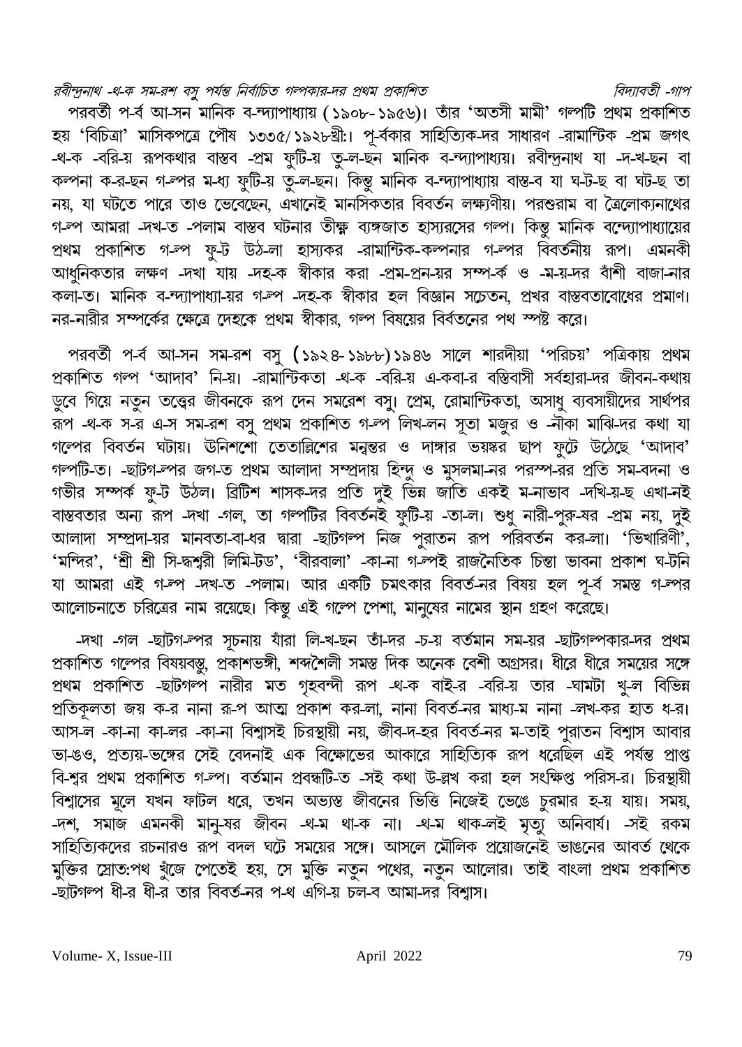পরবর্তী পর্ব আসেন মানিক বন্দ্যোপাধ্যায় (১৯০৮-১৯৫৬)। তাঁর 'অতসী মামী' গল্পটি প্রথম প্রকাশিত হয় 'বিচিত্রা' মাসিকপত্রে পৌষ ১৩৩৫/১৯২৮খ্রী:। পূর্বকার সাহিত্যিকদের সাধারণ রোমান্টিক প্রেম জগৎ থেকে বেরিয়ে রূপকথার বাস্তব প্রেম ফুটিয়ে তুলেছেন মানিক বন্দ্যোপাধ্যায়। রবীন্দ্রনাথ যা দেখেছেন বা কল্পনা করেছেন গল্পের মধ্যে ফুটিয়ে তুলেছেন। কিন্তু মানিক বন্দ্যোপাধ্যায় বাস্তবে যা ঘটেছে বা ঘটছে তা নয়, যা ঘটতে পারে তাও ভেবেছেন, এখানেই মানসিকতার বিবর্তন লক্ষ্যণীয়। পরশুরাম বা ত্রৈলোক্যনাথের গল্প আমরা দেখতে পেলাম বাস্তব ঘটনার তীক্ষ্ণ ব্যঙ্গজাত হাস্যরসের গল্প। কিন্তু মানিক বন্দ্যোপাধ্যায়ের প্রথম প্রকাশিত গল্প ফুটে উঠলো হাস্যকর রোমান্টিক-কল্পনার গল্পের বিবর্তনীয় রূপ। এমনকী আধুনিকতার লক্ষণ দেখা যায় দেহকে স্বীকার করা প্রেম-প্রণয়ের সম্পর্ক ও মেয়েদের বাঁশী বাজানোর কলাতে। মানিক বন্দ্যোপাধ্যায়ের গল্প দেহকে স্বীকার হল বিজ্ঞান সচেতন, প্রখর বাস্তবতাবোধের প্রমাণ। নর-নারীর সম্পর্কের ক্ষেত্রে দেহকে প্রথম স্বীকার, গল্প বিষয়ের বির্বতনের পথ স্পষ্ট করে।

পরবর্তী পর্বে আসেন সমরেশ বসু (১৯২৪-১৯৮৮) ১৯৪৬ সালে শারদীয়া 'পরিচয়' পত্রিকায় প্রথম প্রকাশিত গল্প 'আদাব' নিয়ে। রোমান্টিকতা থেকে বেরিয়ে একেবারে বস্তিবাসী সর্বহারাদের জীবন-কথায় ডুবে গিয়ে নতুন তত্ত্বের জীবনকে রূপ দেন সমরেশ বসু। প্রেম, রোমান্টিকতা, অসাধু ব্যবসায়ীদের সার্থপর রূপ থেকে সরে এসে সমরেশ বসু প্রথম প্রকাশিত গল্পে লিখলেন সূতা মজুর ও নৌকা মাঝিদের কথা যা গল্পের বিবর্তন ঘটায়। উনিশশো তেতাল্লিশের মন্বন্তর ও দাঙ্গার ভয়ঙ্কর ছাপ ফুটে উঠেছে 'আদাব' গল্পটিতে। ছোটগল্পের জগতে প্রথম আলাদা সম্প্রদায় হিন্দু ও মুসলমানের পরস্পরের প্রতি সমবেদনা ও গভীর সম্পর্ক ফুটে উঠল। ব্রিটিশ শাসকদের প্রতি দুই ভিন্ন জাতি একই মনোভাব দেখিয়েছে এখানেই বাস্তবতার অন্য রূপ দেখা গেল, তা গল্পটির বিবর্তনই ফুটিয়ে তোলে। শুধু নারী-পুরুষের প্রেম নয়, দুই আলাদা সম্প্রদায়ের মানবতাবোধের দ্বারা ছোটগল্প নিজ পুরাতন রূপ পরিবর্তন করলো। 'ভিখারিণী', 'মন্দির', 'শ্রী শ্রী সিদ্ধেশ্বরী লিমিটেড', 'বীরবালা' কোনো গল্পেই রাজনৈতিক চিন্তা ভাবনা প্রকাশ ঘটেনি যা আমরা এই গল্পে দেখতে পেলাম। আর একটি চমৎকার বিবর্তনের বিষয় হল পূর্ব সমস্ত গল্পের আলোচনাতে চরিত্রের নাম রয়েছে। কিন্তু এই গল্পে পেশা, মানুষের নামের স্থান গ্রহণ করেছে।

দেখা গেল ছোটগল্পের সূচনায় যাঁরা লিখেছেন তাঁদের চেয়ে বর্তমান সময়ের ছোটগল্পকারদের প্রথম প্রকাশিত গল্পের বিষয়বস্তু, প্রকাশভঙ্গী, শব্দশৈলী সমস্ত দিক অনেক বেশী অগ্রসর। ধীরে ধীরে সময়ের সঙ্গে প্রথম প্রকাশিত ছোটগল্প নারীর মত গৃহবন্দী রূপ থেকে বাইরে বেরিয়ে তার ঘোমটা খুলে বিভিন্ন প্রতিকূলতা জয় করে নানা রূপে আত্ম প্রকাশ করলো, নানা বিবর্তনের মাধ্যমে নানা লেখকের হাত ধরে। আসলে কোনো কালের কোনো বিশ্বাসই চিরস্থায়ী নয়, জীবদেহের বিবর্তনের মতোই পুরাতন বিশ্বাস আবার ভাঙেও, প্রত্যয়-ভঙ্গের সেই বেদনাই এক বিক্ষোভের আকারে সাহিত্যিক রূপ ধরেছিল এই পর্যন্ত প্রাপ্ত বিশ্বের প্রথম প্রকাশিত গল্পে। বর্তমান প্রবন্ধটিতে সেই কথা উল্লেখ করা হল সংক্ষিপ্ত পরিসরে। চিরস্থায়ী বিশ্বাসের মূলে যখন ফাটল ধরে, তখন অভ্যস্ত জীবনের ভিত্তি নিজেই ভেঙে চুরমার হয়ে যায়। সময়, দেশ, সমাজ এমনকী মানুষের জীবন থেমে থাকে না। থেমে থাকলেই মৃত্যু অনিবার্য। সেই রকম সাহিত্যিকদের রচনারও রূপ বদল ঘটে সময়ের সঙ্গে। আসলে মৌলিক প্রয়োজনেই ভাঙনের আবর্ত থেকে মুক্তির স্রোত:পথ খুঁজে পেতেই হয়, সে মুক্তি নতুন পথের, নতুন আলোর। তাই বাংলা প্রথম প্রকাশিত ছোটগল্প ধীরে ধীরে তার বিবর্তনের পথে এগিয়ে চলবে আমাদের বিশ্বাস।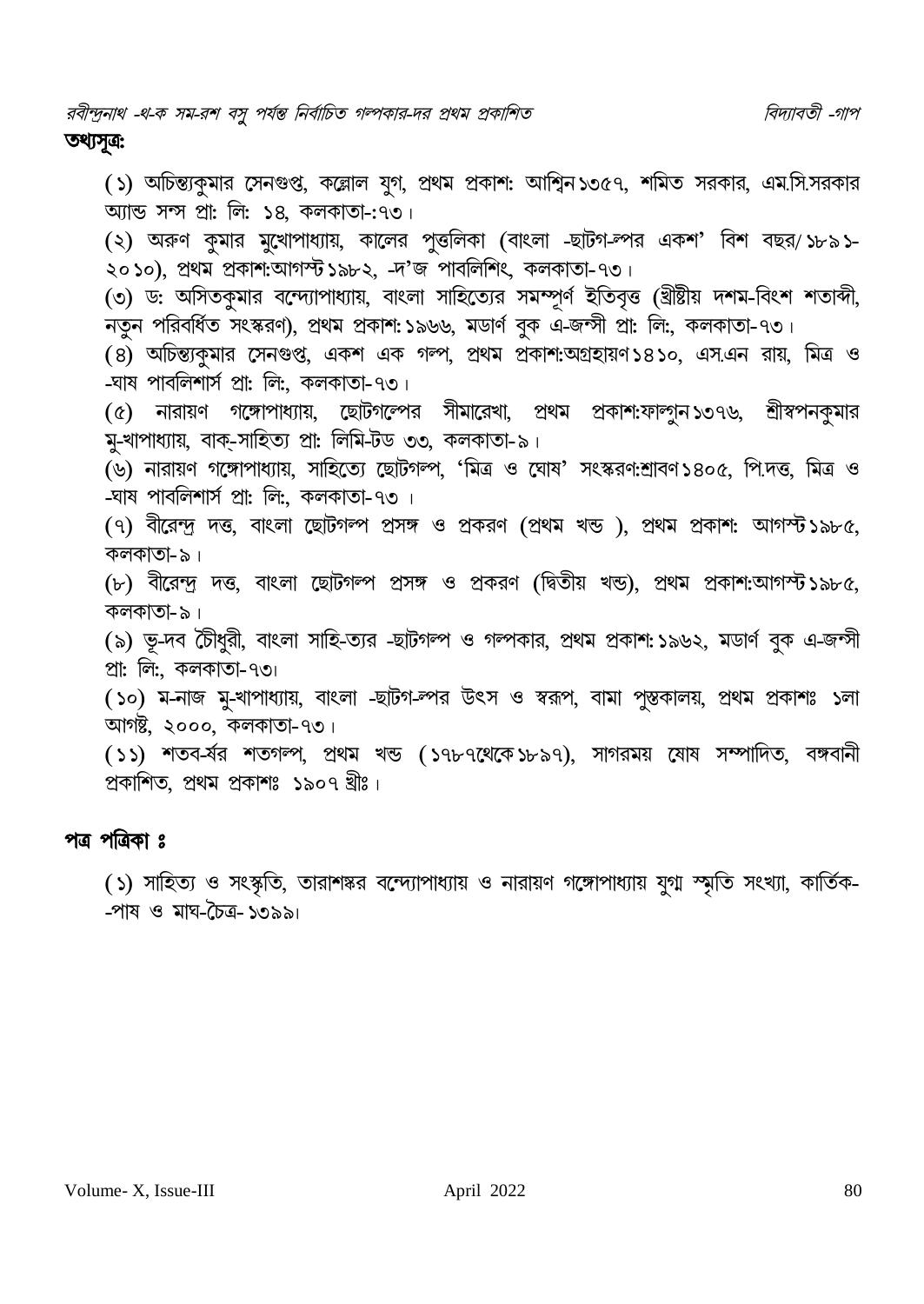**তথ্যসূত্র:**

(১) অচিন্ত্যকুমার সেনগুপ্ত, কল্লোল যুগ, প্রথম প্রকাশ: আশ্বিন১৩৫৭, শমিত সরকার, এম.সি.সরকার অ্যান্ড সন্স প্রা: লি: ১৪, কলকাতা-:৭৩।

(২) অরুণ কুমার মুখোপাধ্যায়, কালের পুত্তলিকা (বাংলা -ছাটগ-ল্পর একশ' বিশ বছর/ ১৮৯১-২০১০), প্রথম প্রকাশ:আগস্ট১৯৮২, -দ'জ পাবলিশিং, কলকাতা-৭৩।

(৩) ড: অসিতকুমার বন্দ্যোপাধ্যায়, বাংলা সাহিত্যের সমম্পূর্ণ ইতিবৃত্ত (খ্রীষ্টীয় দশম-বিংশ শতাব্দী, নতুন পরিবর্ধিত সংস্করণ), প্রথম প্রকাশ: ১৯৬৬, মডার্ণ বুক এ-জন্সী প্রা: লি:, কলকাতা-৭৩।

(৪) অচিন্ত্যকুমার সেনগুপ্ত, একশ এক গল্প, প্রথম প্রকাশ:অগ্রহায়ণ১৪১০, এস.এন রায়, মিত্র ও -ঘাষ পাবলিশার্স প্রা: লি:, কলকাতা-৭৩।

(৫) নারায়ণ গঙ্গোপাধ্যায়, ছোটগল্পের সীমারেখা, প্রথম প্রকাশ:ফাল্গুন১৩৭৬, শ্রীস্বপনকুমার মু-খাপাধ্যায়, বাক্-সাহিত্য প্রা: লিমি-টড ৩৩, কলকাতা-৯।

(৬) নারায়ণ গঙ্গোপাধ্যায়, সাহিত্যে ছোটগল্প, 'মিত্র ও ঘোষ' সংস্করণ:শ্রাবণ১৪০৫, পি.দত্ত, মিত্র ও -ঘাষ পাবলিশার্স প্রা: লি:, কলকাতা-৭৩ ।

(৭) বীরেন্দ্র দত্ত, বাংলা ছোটগল্প প্রসঙ্গ ও প্রকরণ (প্রথম খন্ড ), প্রথম প্রকাশ: আগস্ট১৯৮৫, কলকাতা-৯।

(৮) বীরেন্দ্র দত্ত, বাংলা ছোটগল্প প্রসঙ্গ ও প্রকরণ (দ্বিতীয় খন্ড), প্রথম প্রকাশ:আগস্ট১৯৮৫, কলকাতা-৯।

(৯) ভূ-দব চৌধুরী, বাংলা সাহি-ত্যর -ছাটগল্প ও গল্পকার, প্রথম প্রকাশ: ১৯৬২, মডার্ণ বুক এ-জন্সী প্রা: লি:, কলকাতা-৭৩।

(১০) ম-নাজ মু-খাপাধ্যায়, বাংলা -ছাটগ-ল্পর উৎস ও স্বরূপ, বামা পুস্তকালয়, প্রথম প্রকাশঃ ১লা আগষ্ট, ২০০০, কলকাতা-৭৩।

(১১) শতব-র্ষর শতগল্প, প্রথম খন্ড (১৭৮৭থেকে১৮৯৭), সাগরময় ঘোষ সম্পাদিত, বঙ্গবানী প্রকাশিত, প্রথম প্রকাশঃ ১৯০৭ খ্রীঃ।

**পত্র পত্রিকা ঃ**

(১) সাহিত্য ও সংস্কৃতি, তারাশঙ্কর বন্দ্যোপাধ্যায় ও নারায়ণ গঙ্গোপাধ্যায় যুগ্ম স্মৃতি সংখ্যা, কার্তিক- -পাষ ও মাঘ-চৈত্র- ১৩৯৯।